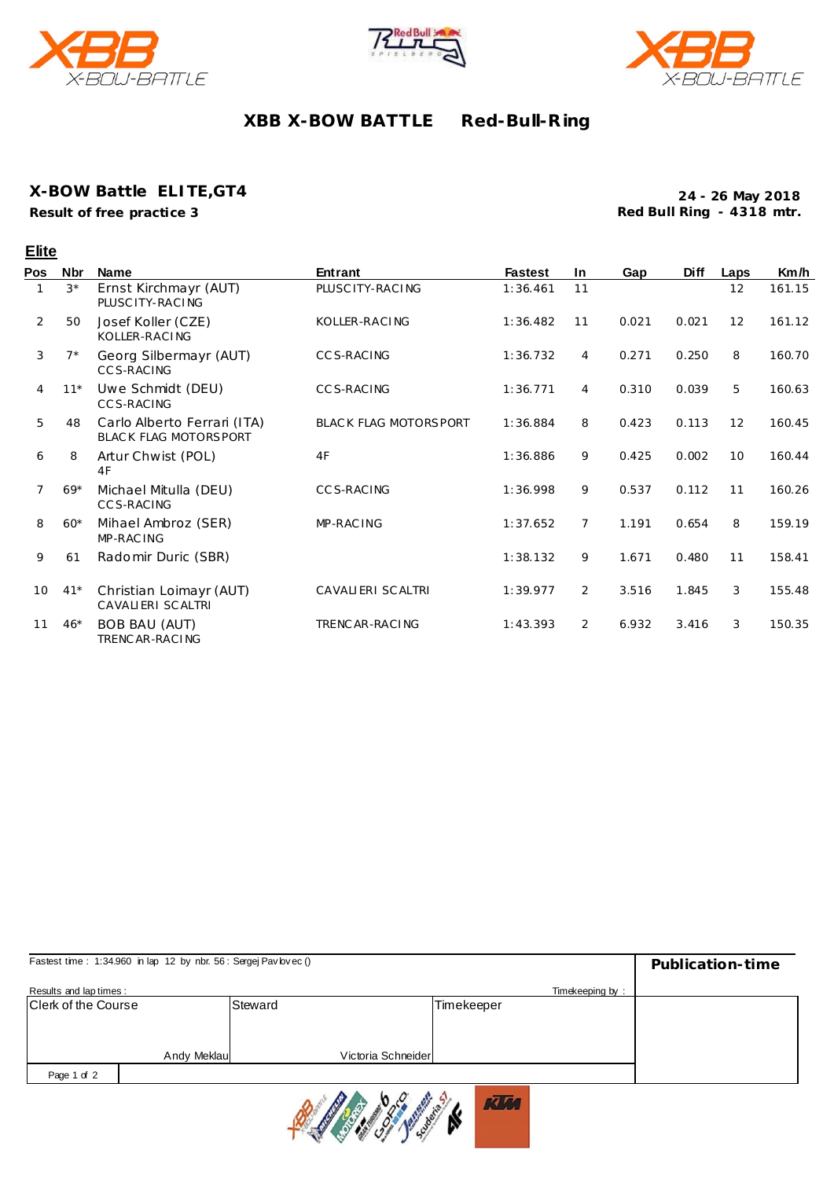# XBB X-BOW BATTLE Red-Bull-Ring

## X-BOW Battle ELITE,GT4

**Result of free practice 3**

**24 - 26 May 2018**
**Red Bull Ring - 4318 mtr.**

### Elite

| Pos | Nbr | Name | Entrant | Fastest | In | Gap | Diff | Laps | Km/h |
|---|---|---|---|---|---|---|---|---|---|
| 1 | 3* | Ernst Kirchmayr (AUT) PLUSCITY-RACING | PLUSCITY-RACING | 1:36.461 | 11 | | | 12 | 161.15 |
| 2 | 50 | Josef Koller (CZE) KOLLER-RACING | KOLLER-RACING | 1:36.482 | 11 | 0.021 | 0.021 | 12 | 161.12 |
| 3 | 7* | Georg Silbermayr (AUT) CCS-RACING | CCS-RACING | 1:36.732 | 4 | 0.271 | 0.250 | 8 | 160.70 |
| 4 | 11* | Uwe Schmidt (DEU) CCS-RACING | CCS-RACING | 1:36.771 | 4 | 0.310 | 0.039 | 5 | 160.63 |
| 5 | 48 | Carlo Alberto Ferrari (ITA) BLACK FLAG MOTORSPORT | BLACK FLAG MOTORSPORT | 1:36.884 | 8 | 0.423 | 0.113 | 12 | 160.45 |
| 6 | 8 | Artur Chwist (POL) 4F | 4F | 1:36.886 | 9 | 0.425 | 0.002 | 10 | 160.44 |
| 7 | 69* | Michael Mitulla (DEU) CCS-RACING | CCS-RACING | 1:36.998 | 9 | 0.537 | 0.112 | 11 | 160.26 |
| 8 | 60* | Mihael Ambroz (SER) MP-RACING | MP-RACING | 1:37.652 | 7 | 1.191 | 0.654 | 8 | 159.19 |
| 9 | 61 | Radomir Duric (SBR) | | 1:38.132 | 9 | 1.671 | 0.480 | 11 | 158.41 |
| 10 | 41* | Christian Loimayr (AUT) CAVALIERI SCALTRI | CAVALIERI SCALTRI | 1:39.977 | 2 | 3.516 | 1.845 | 3 | 155.48 |
| 11 | 46* | BOB BAU (AUT) TRENCAR-RACING | TRENCAR-RACING | 1:43.393 | 2 | 6.932 | 3.416 | 3 | 150.35 |

Fastest time : 1:34.960 in lap 12 by nbr. 56 : Sergej Pavlovec ()

**Publication-time**

Results and lap times : Timekeeping by :

| Clerk of the Course | Steward | Timekeeper |
|---|---|---|
| Andy Meklau | Victoria Schneider | |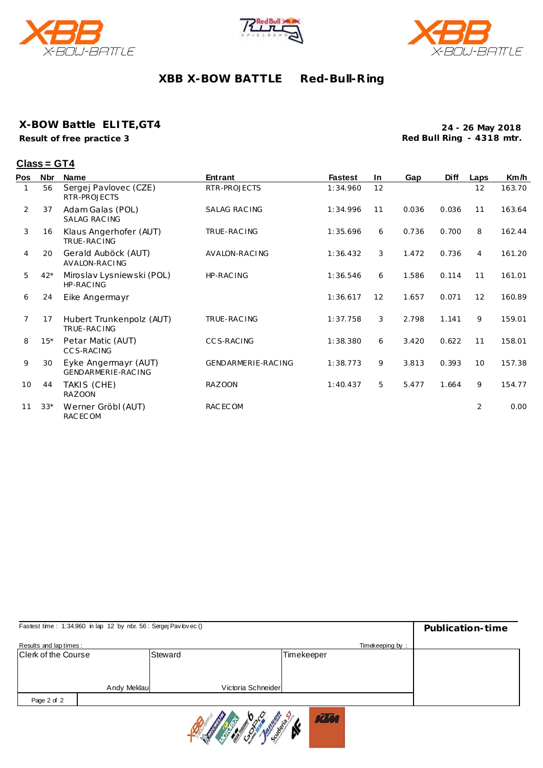# XBB X-BOW BATTLE Red-Bull-Ring

## X-BOW Battle ELITE,GT4

**Result of free practice 3**

**24 - 26 May 2018**
**Red Bull Ring - 4318 mtr.**

**Class = GT4**

| Pos | Nbr | Name | Entrant | Fastest | In | Gap | Diff | Laps | Km/h |
|---|---|---|---|---|---|---|---|---|---|
| 1 | 56 | Sergej Pavlovec (CZE) RTR-PROJECTS | RTR-PROJECTS | 1:34.960 | 12 | | | 12 | 163.70 |
| 2 | 37 | Adam Galas (POL) SALAG RACING | SALAG RACING | 1:34.996 | 11 | 0.036 | 0.036 | 11 | 163.64 |
| 3 | 16 | Klaus Angerhofer (AUT) TRUE-RACING | TRUE-RACING | 1:35.696 | 6 | 0.736 | 0.700 | 8 | 162.44 |
| 4 | 20 | Gerald Auböck (AUT) AVALON-RACING | AVALON-RACING | 1:36.432 | 3 | 1.472 | 0.736 | 4 | 161.20 |
| 5 | 42* | Miroslav Lysniewski (POL) HP-RACING | HP-RACING | 1:36.546 | 6 | 1.586 | 0.114 | 11 | 161.01 |
| 6 | 24 | Eike Angermayr | | 1:36.617 | 12 | 1.657 | 0.071 | 12 | 160.89 |
| 7 | 17 | Hubert Trunkenpolz (AUT) TRUE-RACING | TRUE-RACING | 1:37.758 | 3 | 2.798 | 1.141 | 9 | 159.01 |
| 8 | 15* | Petar Matic (AUT) CCS-RACING | CCS-RACING | 1:38.380 | 6 | 3.420 | 0.622 | 11 | 158.01 |
| 9 | 30 | Eyke Angermayr (AUT) GENDARMERIE-RACING | GENDARMERIE-RACING | 1:38.773 | 9 | 3.813 | 0.393 | 10 | 157.38 |
| 10 | 44 | TAKIS (CHE) RAZOON | RAZOON | 1:40.437 | 5 | 5.477 | 1.664 | 9 | 154.77 |
| 11 | 33* | Werner Gröbl (AUT) RACECOM | RACECOM | | | | | 2 | 0.00 |

Fastest time : 1:34.960 in lap 12 by nbr. 56 : Sergej Pavlovec ()

Results and lap times : Timekeeping by :

**Publication-time**

| Clerk of the Course | Steward | Timekeeper |
|---|---|---|
| Andy Meklau | Victoria Schneider | |